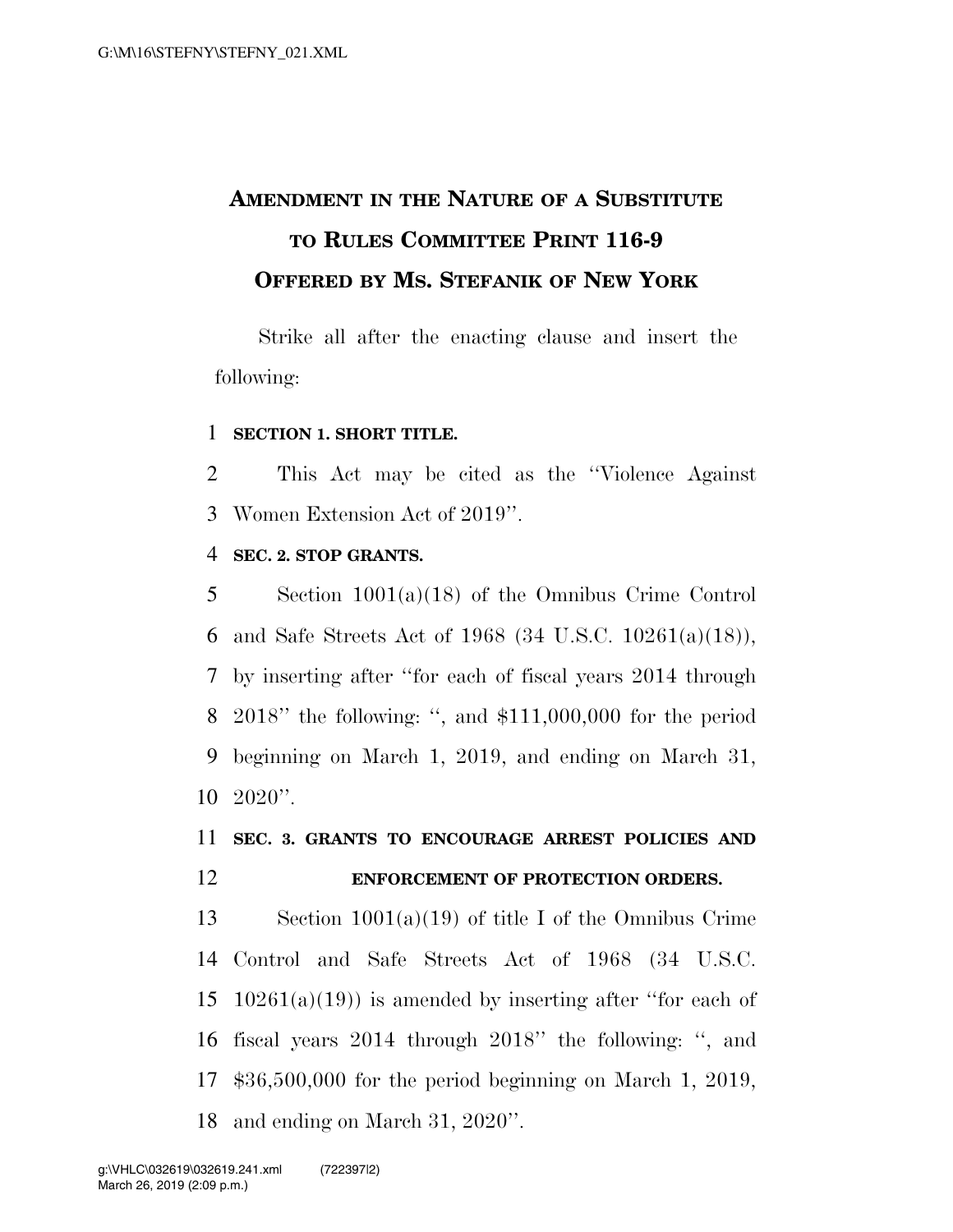# AMENDMENT IN THE NATURE OF A SUBSTITUTE TO RULES COMMITTEE PRINT 116-9 OFFERED BY MS. STEFANIK OF NEW YORK

Strike all after the enacting clause and insert the following:

**SECTION 1. SHORT TITLE.**

This Act may be cited as the ''Violence Against Women Extension Act of 2019''.

**SEC. 2. STOP GRANTS.**

Section 1001(a)(18) of the Omnibus Crime Control and Safe Streets Act of 1968 (34 U.S.C. 10261(a)(18)), by inserting after ''for each of fiscal years 2014 through 2018'' the following: '', and $111,000,000 for the period beginning on March 1, 2019, and ending on March 31, 2020''.

**SEC. 3. GRANTS TO ENCOURAGE ARREST POLICIES AND ENFORCEMENT OF PROTECTION ORDERS.**

Section 1001(a)(19) of title I of the Omnibus Crime Control and Safe Streets Act of 1968 (34 U.S.C. 10261(a)(19)) is amended by inserting after ''for each of fiscal years 2014 through 2018'' the following: '', and $36,500,000 for the period beginning on March 1, 2019, and ending on March 31, 2020''.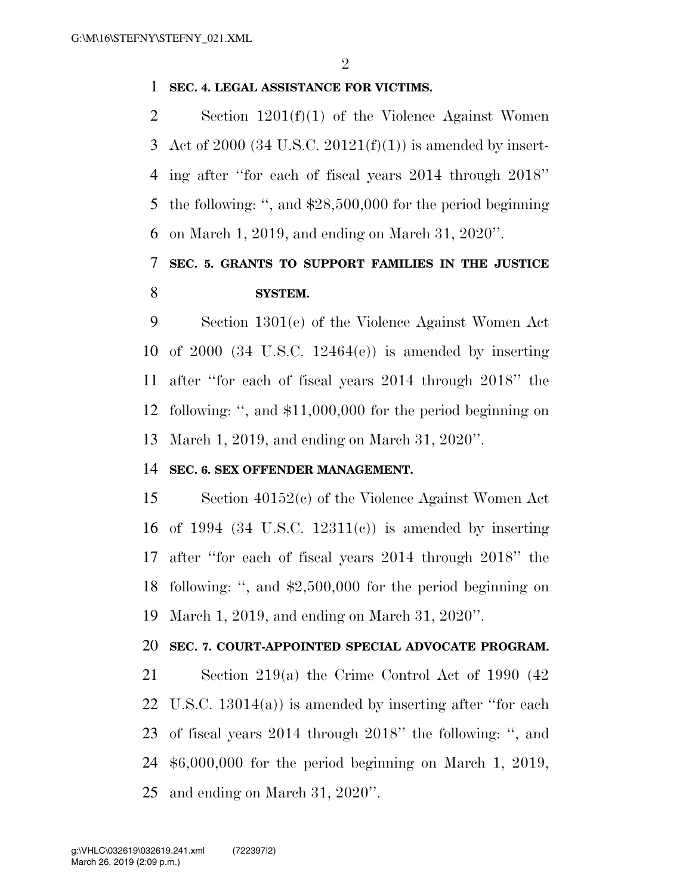**SEC. 4. LEGAL ASSISTANCE FOR VICTIMS.**

Section 1201(f)(1) of the Violence Against Women Act of 2000 (34 U.S.C. 20121(f)(1)) is amended by inserting after ''for each of fiscal years 2014 through 2018'' the following: '', and $28,500,000 for the period beginning on March 1, 2019, and ending on March 31, 2020''.

**SEC. 5. GRANTS TO SUPPORT FAMILIES IN THE JUSTICE SYSTEM.**

Section 1301(e) of the Violence Against Women Act of 2000 (34 U.S.C. 12464(e)) is amended by inserting after ''for each of fiscal years 2014 through 2018'' the following: '', and $11,000,000 for the period beginning on March 1, 2019, and ending on March 31, 2020''.

**SEC. 6. SEX OFFENDER MANAGEMENT.**

Section 40152(c) of the Violence Against Women Act of 1994 (34 U.S.C. 12311(c)) is amended by inserting after ''for each of fiscal years 2014 through 2018'' the following: '', and $2,500,000 for the period beginning on March 1, 2019, and ending on March 31, 2020''.

**SEC. 7. COURT-APPOINTED SPECIAL ADVOCATE PROGRAM.**

Section 219(a) the Crime Control Act of 1990 (42 U.S.C. 13014(a)) is amended by inserting after ''for each of fiscal years 2014 through 2018'' the following: '', and $6,000,000 for the period beginning on March 1, 2019, and ending on March 31, 2020''.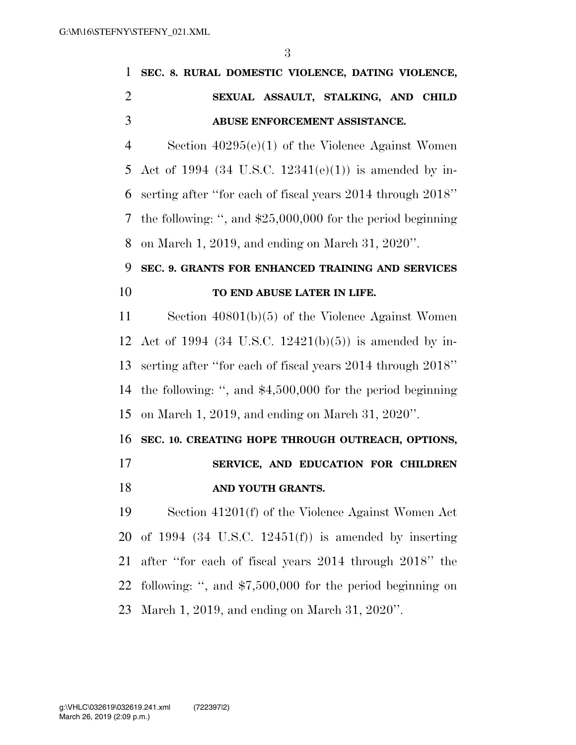**SEC. 8. RURAL DOMESTIC VIOLENCE, DATING VIOLENCE, SEXUAL ASSAULT, STALKING, AND CHILD ABUSE ENFORCEMENT ASSISTANCE.**

Section 40295(e)(1) of the Violence Against Women Act of 1994 (34 U.S.C. 12341(e)(1)) is amended by inserting after ''for each of fiscal years 2014 through 2018'' the following: '', and $25,000,000 for the period beginning on March 1, 2019, and ending on March 31, 2020''.

**SEC. 9. GRANTS FOR ENHANCED TRAINING AND SERVICES TO END ABUSE LATER IN LIFE.**

Section 40801(b)(5) of the Violence Against Women Act of 1994 (34 U.S.C. 12421(b)(5)) is amended by inserting after ''for each of fiscal years 2014 through 2018'' the following: '', and $4,500,000 for the period beginning on March 1, 2019, and ending on March 31, 2020''.

**SEC. 10. CREATING HOPE THROUGH OUTREACH, OPTIONS, SERVICE, AND EDUCATION FOR CHILDREN AND YOUTH GRANTS.**

Section 41201(f) of the Violence Against Women Act of 1994 (34 U.S.C. 12451(f)) is amended by inserting after ''for each of fiscal years 2014 through 2018'' the following: '', and $7,500,000 for the period beginning on March 1, 2019, and ending on March 31, 2020''.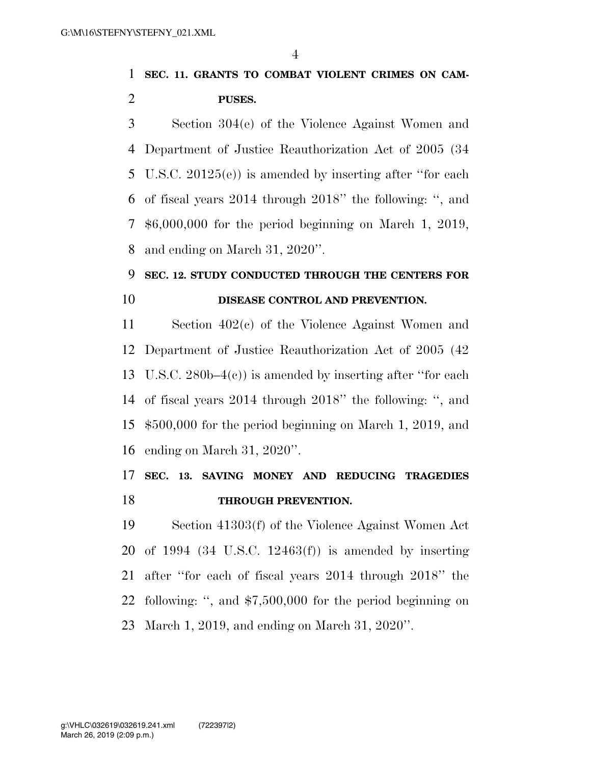**SEC. 11. GRANTS TO COMBAT VIOLENT CRIMES ON CAMPUSES.**

Section 304(e) of the Violence Against Women and Department of Justice Reauthorization Act of 2005 (34 U.S.C. 20125(e)) is amended by inserting after ''for each of fiscal years 2014 through 2018'' the following: '', and $6,000,000 for the period beginning on March 1, 2019, and ending on March 31, 2020''.

**SEC. 12. STUDY CONDUCTED THROUGH THE CENTERS FOR DISEASE CONTROL AND PREVENTION.**

Section 402(c) of the Violence Against Women and Department of Justice Reauthorization Act of 2005 (42 U.S.C. 280b–4(c)) is amended by inserting after ''for each of fiscal years 2014 through 2018'' the following: '', and $500,000 for the period beginning on March 1, 2019, and ending on March 31, 2020''.

**SEC. 13. SAVING MONEY AND REDUCING TRAGEDIES THROUGH PREVENTION.**

Section 41303(f) of the Violence Against Women Act of 1994 (34 U.S.C. 12463(f)) is amended by inserting after ''for each of fiscal years 2014 through 2018'' the following: '', and $7,500,000 for the period beginning on March 1, 2019, and ending on March 31, 2020''.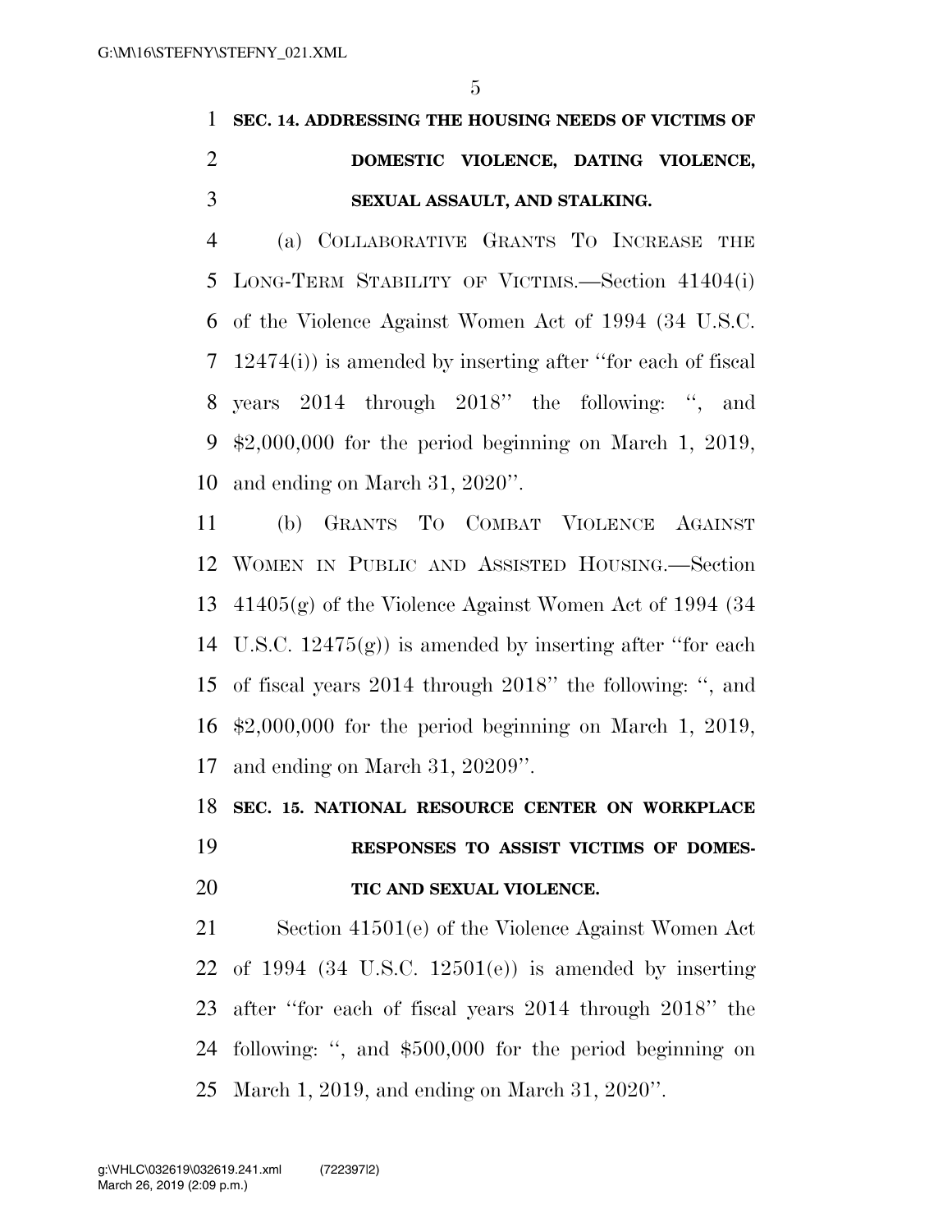**SEC. 14. ADDRESSING THE HOUSING NEEDS OF VICTIMS OF DOMESTIC VIOLENCE, DATING VIOLENCE, SEXUAL ASSAULT, AND STALKING.**

(a) COLLABORATIVE GRANTS TO INCREASE THE LONG-TERM STABILITY OF VICTIMS.—Section 41404(i) of the Violence Against Women Act of 1994 (34 U.S.C. 12474(i)) is amended by inserting after ''for each of fiscal years 2014 through 2018'' the following: '', and $2,000,000 for the period beginning on March 1, 2019, and ending on March 31, 2020''.

(b) GRANTS TO COMBAT VIOLENCE AGAINST WOMEN IN PUBLIC AND ASSISTED HOUSING.—Section 41405(g) of the Violence Against Women Act of 1994 (34 U.S.C. 12475(g)) is amended by inserting after ''for each of fiscal years 2014 through 2018'' the following: '', and $2,000,000 for the period beginning on March 1, 2019, and ending on March 31, 20209''.

**SEC. 15. NATIONAL RESOURCE CENTER ON WORKPLACE RESPONSES TO ASSIST VICTIMS OF DOMESTIC AND SEXUAL VIOLENCE.**

Section 41501(e) of the Violence Against Women Act of 1994 (34 U.S.C. 12501(e)) is amended by inserting after ''for each of fiscal years 2014 through 2018'' the following: '', and $500,000 for the period beginning on March 1, 2019, and ending on March 31, 2020''.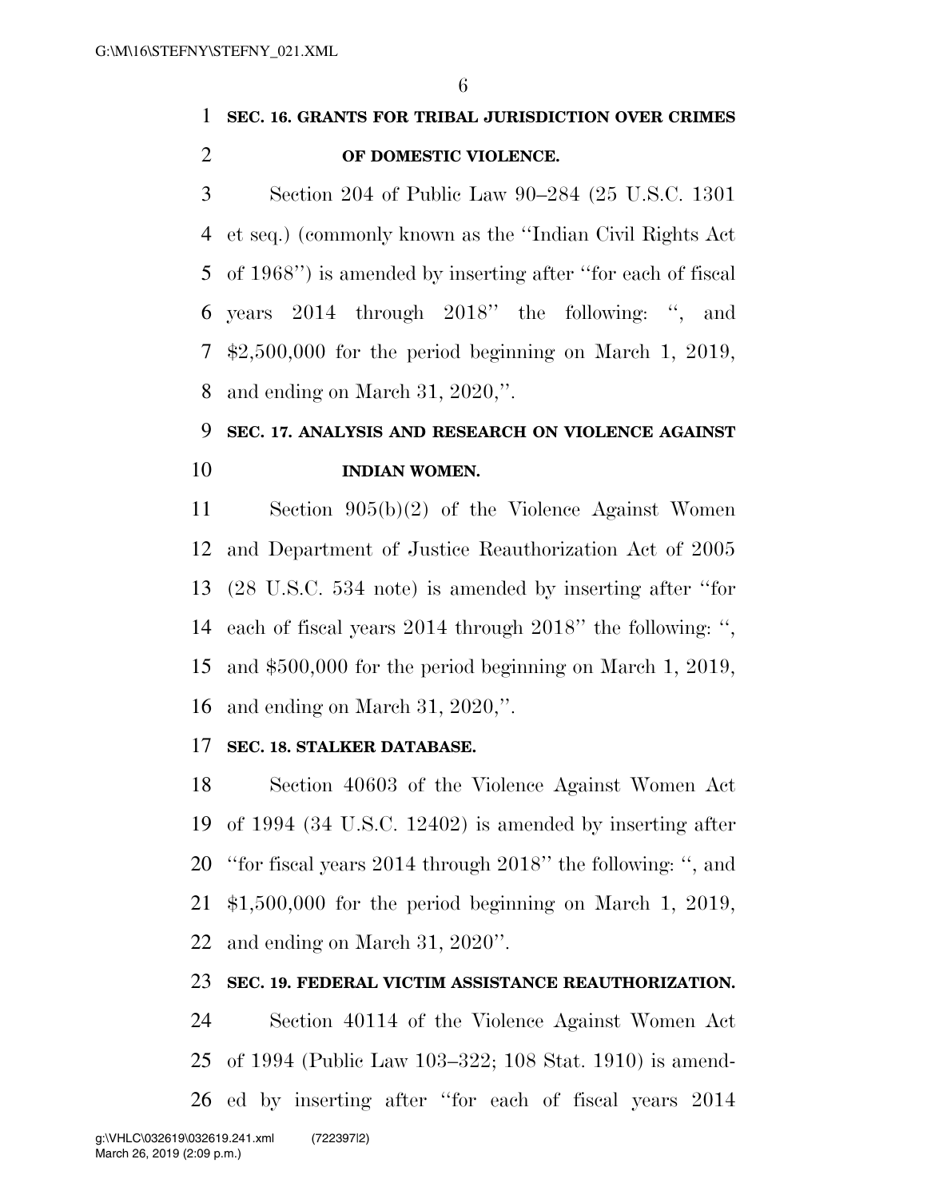**SEC. 16. GRANTS FOR TRIBAL JURISDICTION OVER CRIMES OF DOMESTIC VIOLENCE.**

Section 204 of Public Law 90–284 (25 U.S.C. 1301 et seq.) (commonly known as the ''Indian Civil Rights Act of 1968'') is amended by inserting after ''for each of fiscal years 2014 through 2018'' the following: '', and $2,500,000 for the period beginning on March 1, 2019, and ending on March 31, 2020,''.

**SEC. 17. ANALYSIS AND RESEARCH ON VIOLENCE AGAINST INDIAN WOMEN.**

Section 905(b)(2) of the Violence Against Women and Department of Justice Reauthorization Act of 2005 (28 U.S.C. 534 note) is amended by inserting after ''for each of fiscal years 2014 through 2018'' the following: '', and $500,000 for the period beginning on March 1, 2019, and ending on March 31, 2020,''.

**SEC. 18. STALKER DATABASE.**

Section 40603 of the Violence Against Women Act of 1994 (34 U.S.C. 12402) is amended by inserting after ''for fiscal years 2014 through 2018'' the following: '', and $1,500,000 for the period beginning on March 1, 2019, and ending on March 31, 2020''.

**SEC. 19. FEDERAL VICTIM ASSISTANCE REAUTHORIZATION.**

Section 40114 of the Violence Against Women Act of 1994 (Public Law 103–322; 108 Stat. 1910) is amended by inserting after ''for each of fiscal years 2014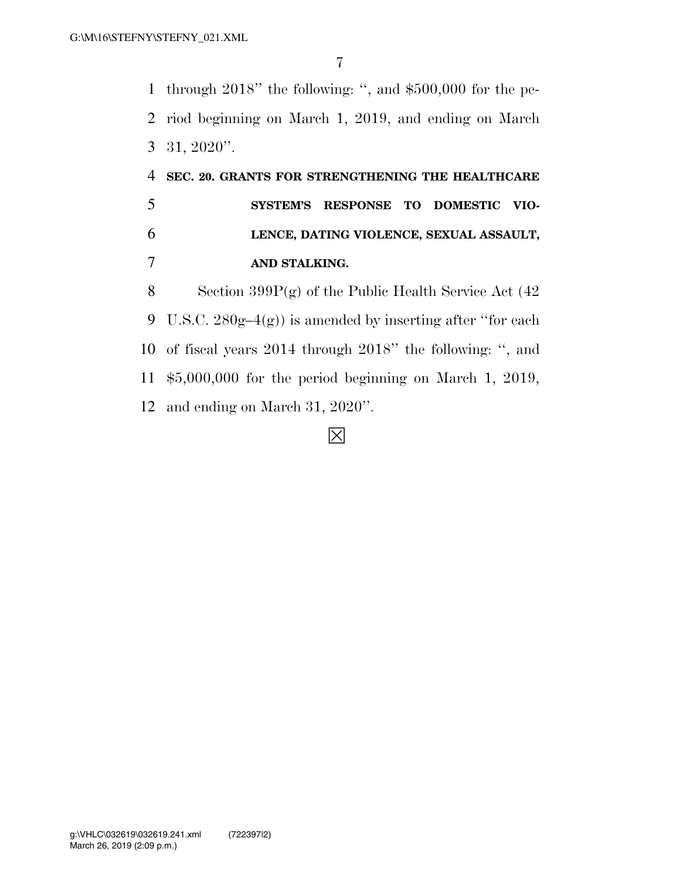through 2018'' the following: '', and $500,000 for the period beginning on March 1, 2019, and ending on March 31, 2020''.

**SEC. 20. GRANTS FOR STRENGTHENING THE HEALTHCARE SYSTEM'S RESPONSE TO DOMESTIC VIOLENCE, DATING VIOLENCE, SEXUAL ASSAULT, AND STALKING.**

Section 399P(g) of the Public Health Service Act (42 U.S.C. 280g–4(g)) is amended by inserting after ''for each of fiscal years 2014 through 2018'' the following: '', and $5,000,000 for the period beginning on March 1, 2019, and ending on March 31, 2020''.